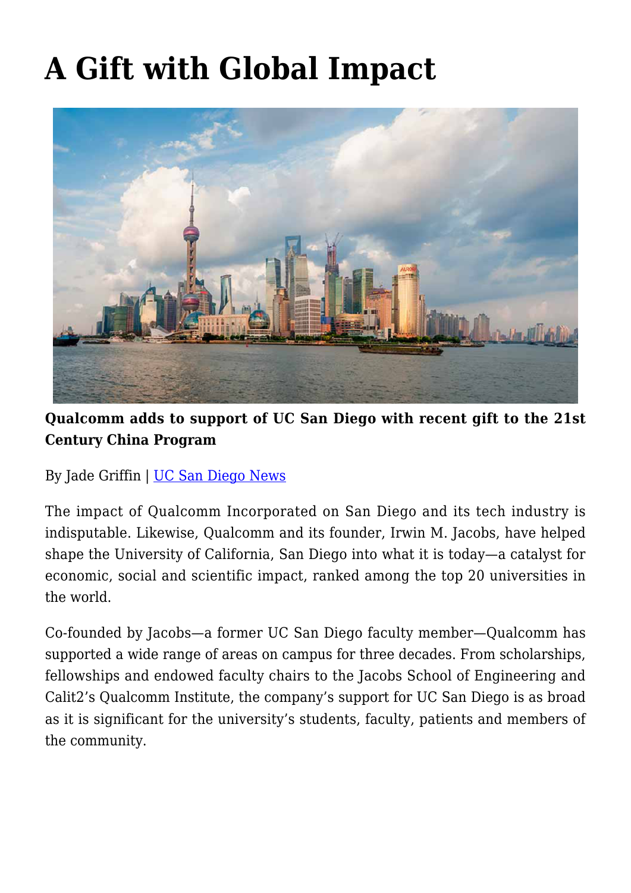# A Gift with Global Impact

**Qualcomm adds to support of UC San Diego with recent gift to the 21st Century China Program**

By Jade Griffin | UC San Diego News

The impact of Qualcomm Incorporated on San Diego and its tech industry is indisputable. Likewise, Qualcomm and its founder, Irwin M. Jacobs, have helped shape the University of California, San Diego into what it is today—a catalyst for economic, social and scientific impact, ranked among the top 20 universities in the world.

Co-founded by Jacobs—a former UC San Diego faculty member—Qualcomm has supported a wide range of areas on campus for three decades. From scholarships, fellowships and endowed faculty chairs to the Jacobs School of Engineering and Calit2's Qualcomm Institute, the company's support for UC San Diego is as broad as it is significant for the university's students, faculty, patients and members of the community.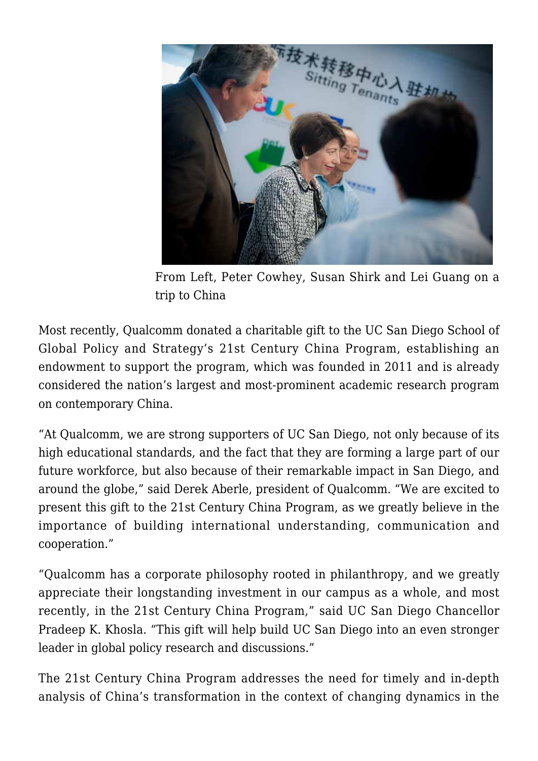From Left, Peter Cowhey, Susan Shirk and Lei Guang on a trip to China

Most recently, Qualcomm donated a charitable gift to the UC San Diego School of Global Policy and Strategy's 21st Century China Program, establishing an endowment to support the program, which was founded in 2011 and is already considered the nation's largest and most-prominent academic research program on contemporary China.

"At Qualcomm, we are strong supporters of UC San Diego, not only because of its high educational standards, and the fact that they are forming a large part of our future workforce, but also because of their remarkable impact in San Diego, and around the globe," said Derek Aberle, president of Qualcomm. "We are excited to present this gift to the 21st Century China Program, as we greatly believe in the importance of building international understanding, communication and cooperation."

"Qualcomm has a corporate philosophy rooted in philanthropy, and we greatly appreciate their longstanding investment in our campus as a whole, and most recently, in the 21st Century China Program," said UC San Diego Chancellor Pradeep K. Khosla. "This gift will help build UC San Diego into an even stronger leader in global policy research and discussions."

The 21st Century China Program addresses the need for timely and in-depth analysis of China's transformation in the context of changing dynamics in the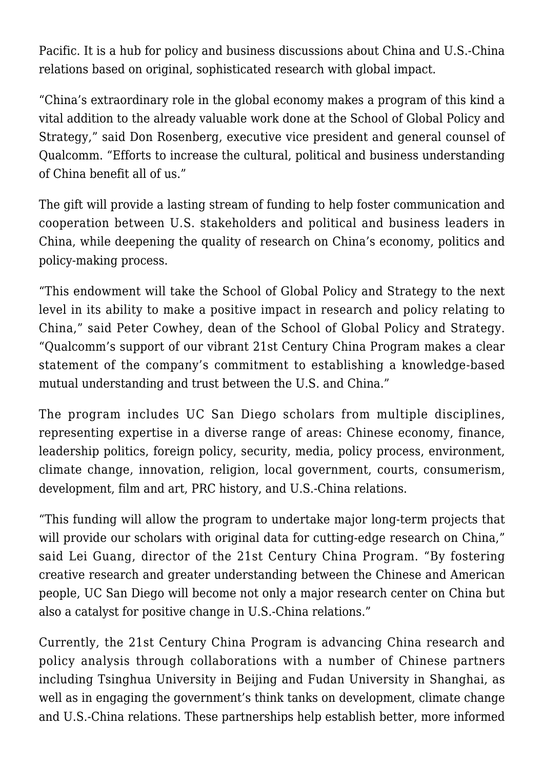Pacific. It is a hub for policy and business discussions about China and U.S.-China relations based on original, sophisticated research with global impact.

"China's extraordinary role in the global economy makes a program of this kind a vital addition to the already valuable work done at the School of Global Policy and Strategy," said Don Rosenberg, executive vice president and general counsel of Qualcomm. "Efforts to increase the cultural, political and business understanding of China benefit all of us."

The gift will provide a lasting stream of funding to help foster communication and cooperation between U.S. stakeholders and political and business leaders in China, while deepening the quality of research on China's economy, politics and policy-making process.

"This endowment will take the School of Global Policy and Strategy to the next level in its ability to make a positive impact in research and policy relating to China," said Peter Cowhey, dean of the School of Global Policy and Strategy. "Qualcomm's support of our vibrant 21st Century China Program makes a clear statement of the company's commitment to establishing a knowledge-based mutual understanding and trust between the U.S. and China."

The program includes UC San Diego scholars from multiple disciplines, representing expertise in a diverse range of areas: Chinese economy, finance, leadership politics, foreign policy, security, media, policy process, environment, climate change, innovation, religion, local government, courts, consumerism, development, film and art, PRC history, and U.S.-China relations.

"This funding will allow the program to undertake major long-term projects that will provide our scholars with original data for cutting-edge research on China," said Lei Guang, director of the 21st Century China Program. "By fostering creative research and greater understanding between the Chinese and American people, UC San Diego will become not only a major research center on China but also a catalyst for positive change in U.S.-China relations."

Currently, the 21st Century China Program is advancing China research and policy analysis through collaborations with a number of Chinese partners including Tsinghua University in Beijing and Fudan University in Shanghai, as well as in engaging the government's think tanks on development, climate change and U.S.-China relations. These partnerships help establish better, more informed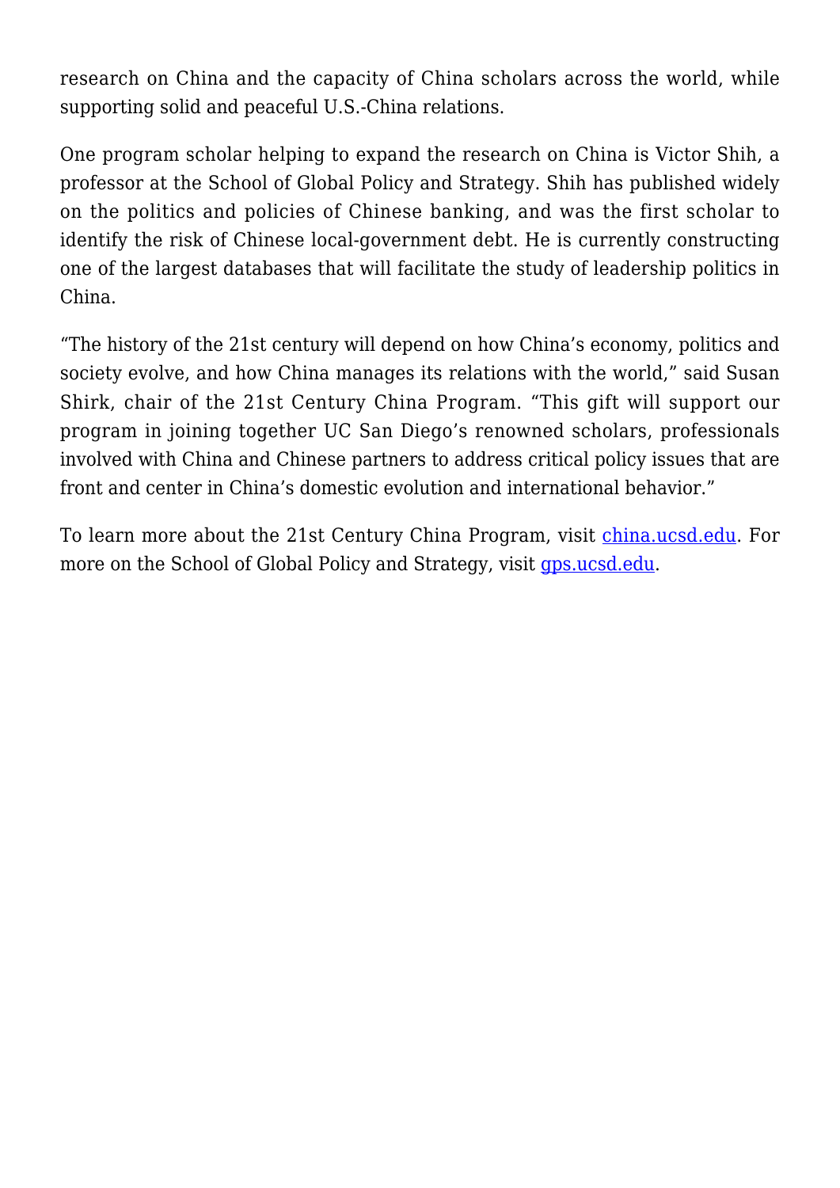research on China and the capacity of China scholars across the world, while supporting solid and peaceful U.S.-China relations.

One program scholar helping to expand the research on China is Victor Shih, a professor at the School of Global Policy and Strategy. Shih has published widely on the politics and policies of Chinese banking, and was the first scholar to identify the risk of Chinese local-government debt. He is currently constructing one of the largest databases that will facilitate the study of leadership politics in China.

"The history of the 21st century will depend on how China's economy, politics and society evolve, and how China manages its relations with the world," said Susan Shirk, chair of the 21st Century China Program. "This gift will support our program in joining together UC San Diego's renowned scholars, professionals involved with China and Chinese partners to address critical policy issues that are front and center in China's domestic evolution and international behavior."

To learn more about the 21st Century China Program, visit [china.ucsd.edu](china.ucsd.edu). For more on the School of Global Policy and Strategy, visit [gps.ucsd.edu](gps.ucsd.edu).